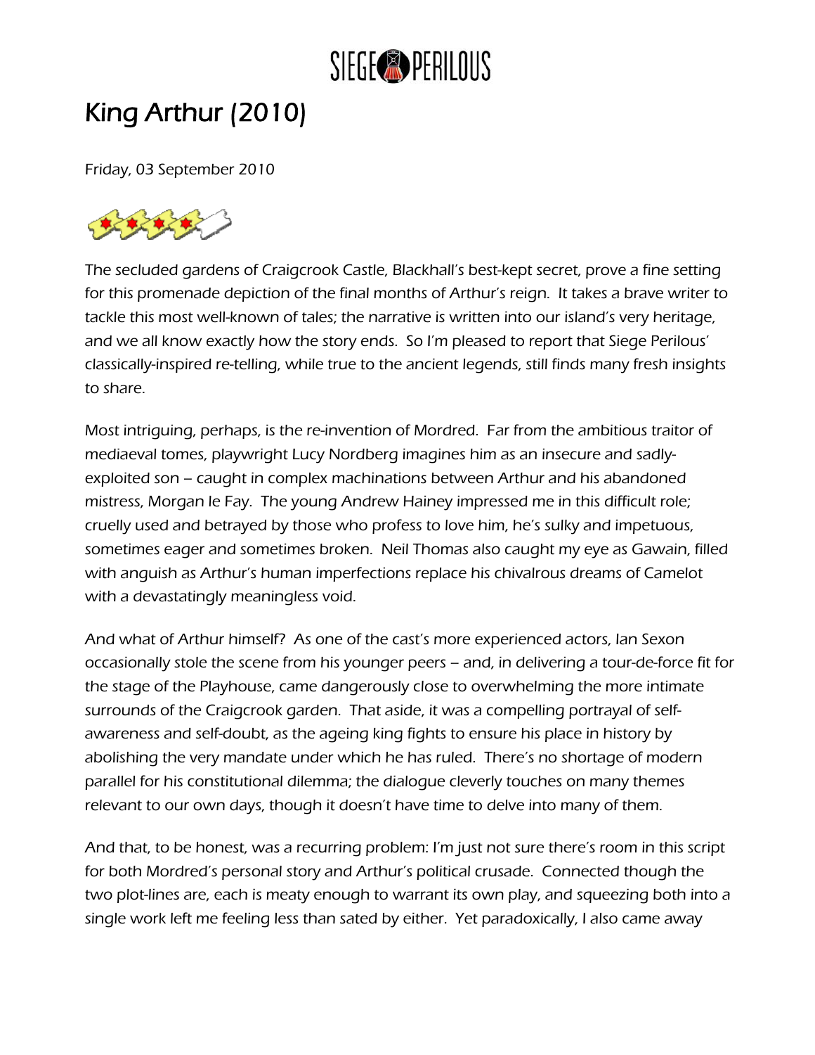# King Arthur (2010)

Friday, 03 September 2010

The secluded gardens of Craigcrook Castle, Blackhall's best-kept secret, prove a fine setting for this promenade depiction of the final months of Arthur's reign. It takes a brave writer to tackle this most well-known of tales; the narrative is written into our island's very heritage, and we all know exactly how the story ends. So I'm pleased to report that Siege Perilous' classically-inspired re-telling, while true to the ancient legends, still finds many fresh insights to share.

Most intriguing, perhaps, is the re-invention of Mordred. Far from the ambitious traitor of mediaeval tomes, playwright Lucy Nordberg imagines him as an insecure and sadly-exploited son – caught in complex machinations between Arthur and his abandoned mistress, Morgan le Fay. The young Andrew Hainey impressed me in this difficult role; cruelly used and betrayed by those who profess to love him, he's sulky and impetuous, sometimes eager and sometimes broken. Neil Thomas also caught my eye as Gawain, filled with anguish as Arthur's human imperfections replace his chivalrous dreams of Camelot with a devastatingly meaningless void.

And what of Arthur himself? As one of the cast's more experienced actors, Ian Sexon occasionally stole the scene from his younger peers – and, in delivering a tour-de-force fit for the stage of the Playhouse, came dangerously close to overwhelming the more intimate surrounds of the Craigcrook garden. That aside, it was a compelling portrayal of self-awareness and self-doubt, as the ageing king fights to ensure his place in history by abolishing the very mandate under which he has ruled. There's no shortage of modern parallel for his constitutional dilemma; the dialogue cleverly touches on many themes relevant to our own days, though it doesn't have time to delve into many of them.

And that, to be honest, was a recurring problem: I'm just not sure there's room in this script for both Mordred's personal story and Arthur's political crusade. Connected though the two plot-lines are, each is meaty enough to warrant its own play, and squeezing both into a single work left me feeling less than sated by either. Yet paradoxically, I also came away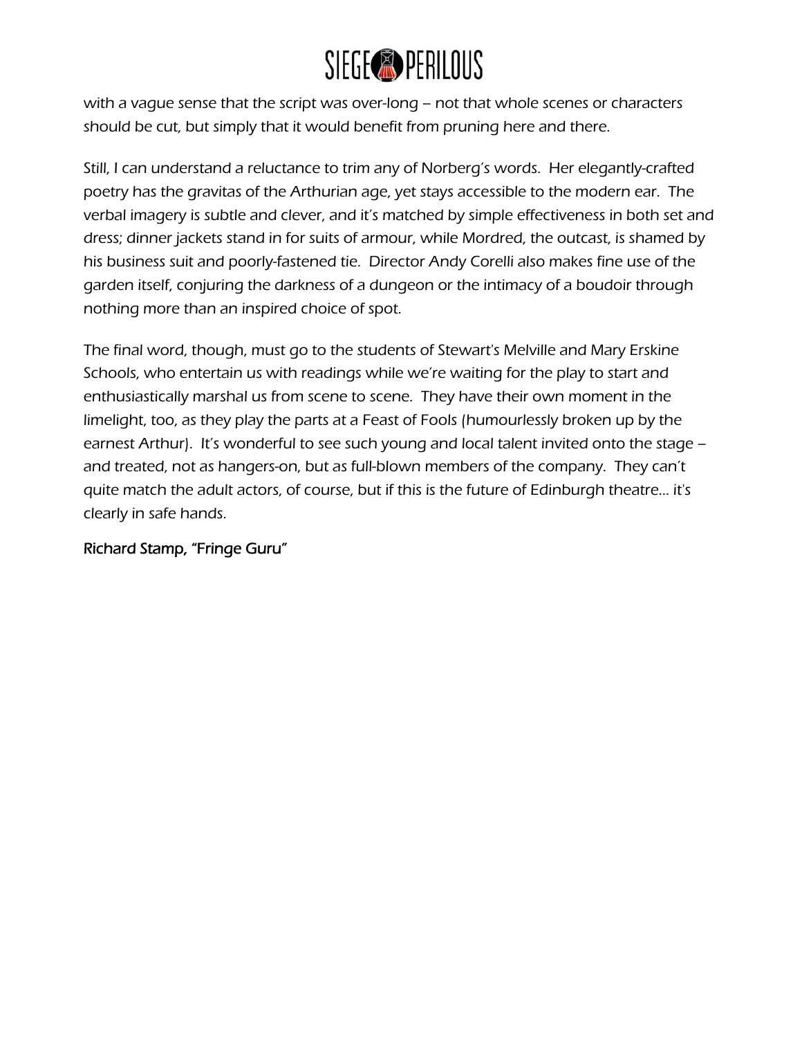with a vague sense that the script was over-long – not that whole scenes or characters should be cut, but simply that it would benefit from pruning here and there.

Still, I can understand a reluctance to trim any of Norberg's words. Her elegantly-crafted poetry has the gravitas of the Arthurian age, yet stays accessible to the modern ear. The verbal imagery is subtle and clever, and it's matched by simple effectiveness in both set and dress; dinner jackets stand in for suits of armour, while Mordred, the outcast, is shamed by his business suit and poorly-fastened tie. Director Andy Corelli also makes fine use of the garden itself, conjuring the darkness of a dungeon or the intimacy of a boudoir through nothing more than an inspired choice of spot.

The final word, though, must go to the students of Stewart's Melville and Mary Erskine Schools, who entertain us with readings while we're waiting for the play to start and enthusiastically marshal us from scene to scene. They have their own moment in the limelight, too, as they play the parts at a Feast of Fools (humourlessly broken up by the earnest Arthur). It's wonderful to see such young and local talent invited onto the stage – and treated, not as hangers-on, but as full-blown members of the company. They can't quite match the adult actors, of course, but if this is the future of Edinburgh theatre... it's clearly in safe hands.

Richard Stamp, "Fringe Guru"